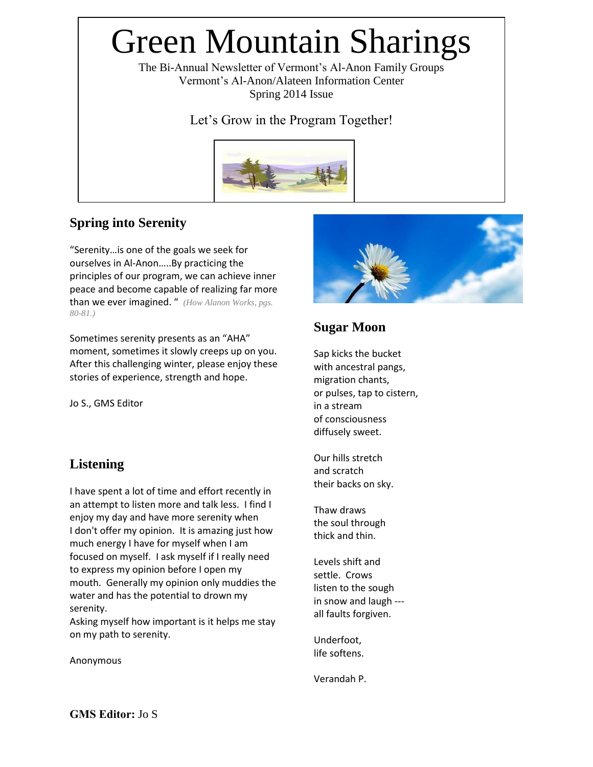# Green Mountain Sharings

The Bi-Annual Newsletter of Vermont's Al-Anon Family Groups
Vermont's Al-Anon/Alateen Information Center
Spring 2014 Issue

Let's Grow in the Program Together!

## Spring into Serenity

"Serenity…is one of the goals we seek for ourselves in Al-Anon…..By practicing the principles of our program, we can achieve inner peace and become capable of realizing far more than we ever imagined. " *(How Alanon Works, pgs. 80-81.)*

Sometimes serenity presents as an "AHA" moment, sometimes it slowly creeps up on you. After this challenging winter, please enjoy these stories of experience, strength and hope.

Jo S., GMS Editor

## Listening

I have spent a lot of time and effort recently in an attempt to listen more and talk less. I find I enjoy my day and have more serenity when I don't offer my opinion. It is amazing just how much energy I have for myself when I am focused on myself. I ask myself if I really need to express my opinion before I open my mouth. Generally my opinion only muddies the water and has the potential to drown my serenity.
Asking myself how important is it helps me stay on my path to serenity.

Anonymous

## Sugar Moon

Sap kicks the bucket
with ancestral pangs,
migration chants,
or pulses, tap to cistern,
in a stream
of consciousness
diffusely sweet.

Our hills stretch
and scratch
their backs on sky.

Thaw draws
the soul through
thick and thin.

Levels shift and
settle. Crows
listen to the sough
in snow and laugh ---
all faults forgiven.

Underfoot,
life softens.

Verandah P.

**GMS Editor:** Jo S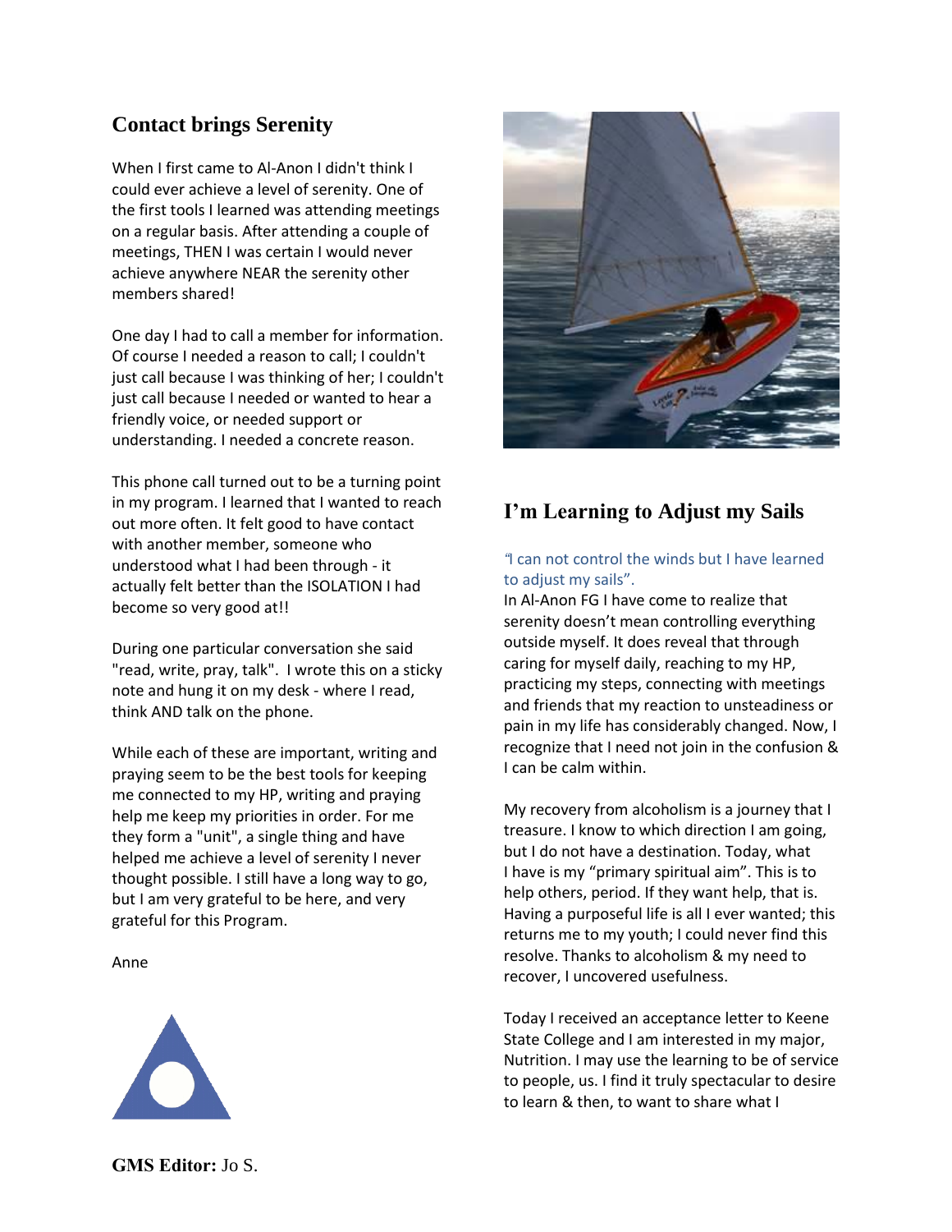## Contact brings Serenity

When I first came to Al-Anon I didn't think I could ever achieve a level of serenity. One of the first tools I learned was attending meetings on a regular basis. After attending a couple of meetings, THEN I was certain I would never achieve anywhere NEAR the serenity other members shared!

One day I had to call a member for information. Of course I needed a reason to call; I couldn't just call because I was thinking of her; I couldn't just call because I needed or wanted to hear a friendly voice, or needed support or understanding. I needed a concrete reason.

This phone call turned out to be a turning point in my program. I learned that I wanted to reach out more often. It felt good to have contact with another member, someone who understood what I had been through - it actually felt better than the ISOLATION I had become so very good at!!

During one particular conversation she said "read, write, pray, talk". I wrote this on a sticky note and hung it on my desk - where I read, think AND talk on the phone.

While each of these are important, writing and praying seem to be the best tools for keeping me connected to my HP, writing and praying help me keep my priorities in order. For me they form a "unit", a single thing and have helped me achieve a level of serenity I never thought possible. I still have a long way to go, but I am very grateful to be here, and very grateful for this Program.

Anne

**GMS Editor:** Jo S.

## I'm Learning to Adjust my Sails

"I can not control the winds but I have learned to adjust my sails".

In Al-Anon FG I have come to realize that serenity doesn't mean controlling everything outside myself. It does reveal that through caring for myself daily, reaching to my HP, practicing my steps, connecting with meetings and friends that my reaction to unsteadiness or pain in my life has considerably changed. Now, I recognize that I need not join in the confusion & I can be calm within.

My recovery from alcoholism is a journey that I treasure. I know to which direction I am going, but I do not have a destination. Today, what I have is my "primary spiritual aim". This is to help others, period. If they want help, that is. Having a purposeful life is all I ever wanted; this returns me to my youth; I could never find this resolve. Thanks to alcoholism & my need to recover, I uncovered usefulness.

Today I received an acceptance letter to Keene State College and I am interested in my major, Nutrition. I may use the learning to be of service to people, us. I find it truly spectacular to desire to learn & then, to want to share what I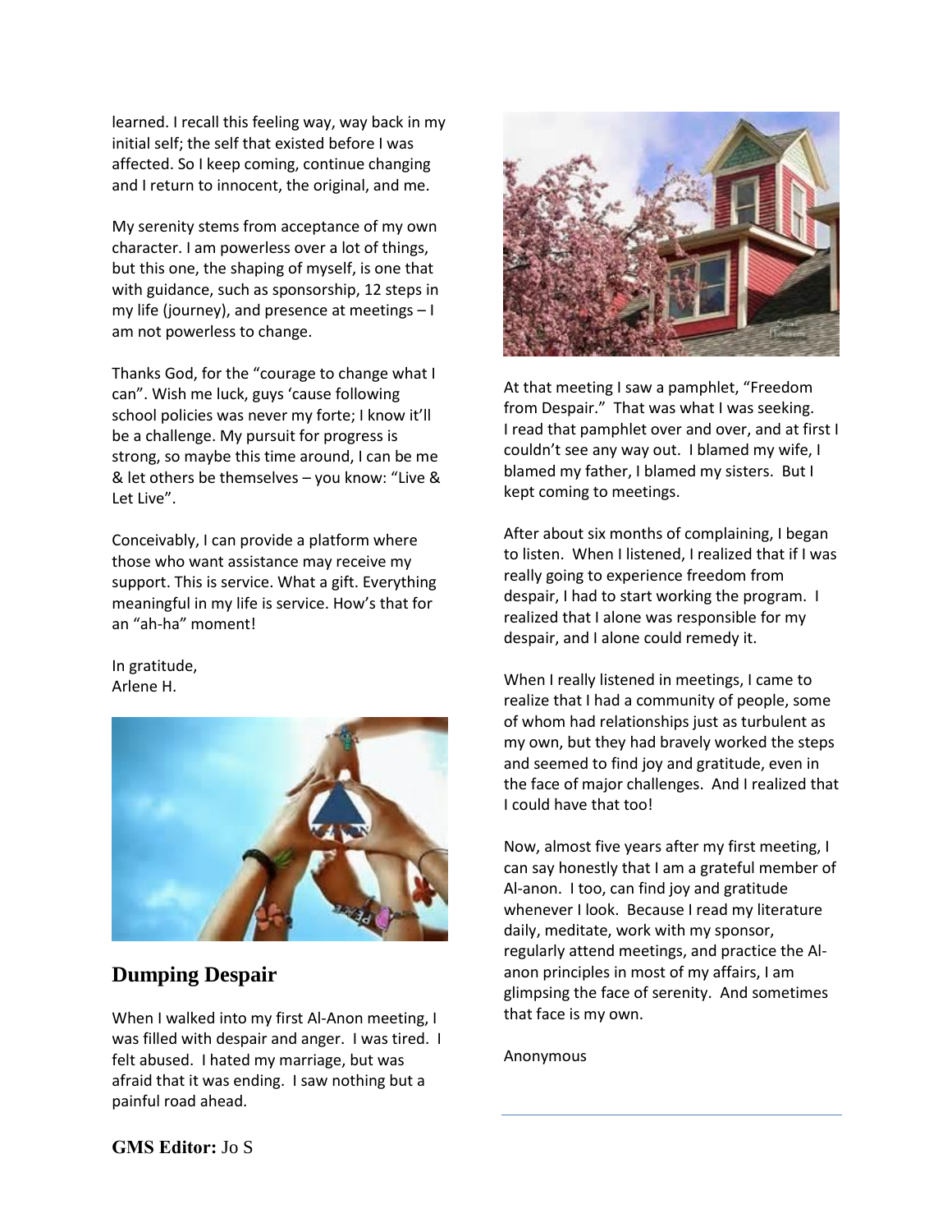learned. I recall this feeling way, way back in my initial self; the self that existed before I was affected. So I keep coming, continue changing and I return to innocent, the original, and me.

My serenity stems from acceptance of my own character. I am powerless over a lot of things, but this one, the shaping of myself, is one that with guidance, such as sponsorship, 12 steps in my life (journey), and presence at meetings – I am not powerless to change.

Thanks God, for the "courage to change what I can". Wish me luck, guys 'cause following school policies was never my forte; I know it'll be a challenge. My pursuit for progress is strong, so maybe this time around, I can be me & let others be themselves – you know: "Live & Let Live".

Conceivably, I can provide a platform where those who want assistance may receive my support. This is service. What a gift. Everything meaningful in my life is service. How's that for an "ah-ha" moment!

In gratitude,
Arlene H.

## Dumping Despair

When I walked into my first Al-Anon meeting, I was filled with despair and anger. I was tired. I felt abused. I hated my marriage, but was afraid that it was ending. I saw nothing but a painful road ahead.

At that meeting I saw a pamphlet, "Freedom from Despair." That was what I was seeking. I read that pamphlet over and over, and at first I couldn't see any way out. I blamed my wife, I blamed my father, I blamed my sisters. But I kept coming to meetings.

After about six months of complaining, I began to listen. When I listened, I realized that if I was really going to experience freedom from despair, I had to start working the program. I realized that I alone was responsible for my despair, and I alone could remedy it.

When I really listened in meetings, I came to realize that I had a community of people, some of whom had relationships just as turbulent as my own, but they had bravely worked the steps and seemed to find joy and gratitude, even in the face of major challenges. And I realized that I could have that too!

Now, almost five years after my first meeting, I can say honestly that I am a grateful member of Al-anon. I too, can find joy and gratitude whenever I look. Because I read my literature daily, meditate, work with my sponsor, regularly attend meetings, and practice the Al-anon principles in most of my affairs, I am glimpsing the face of serenity. And sometimes that face is my own.

Anonymous

**GMS Editor:** Jo S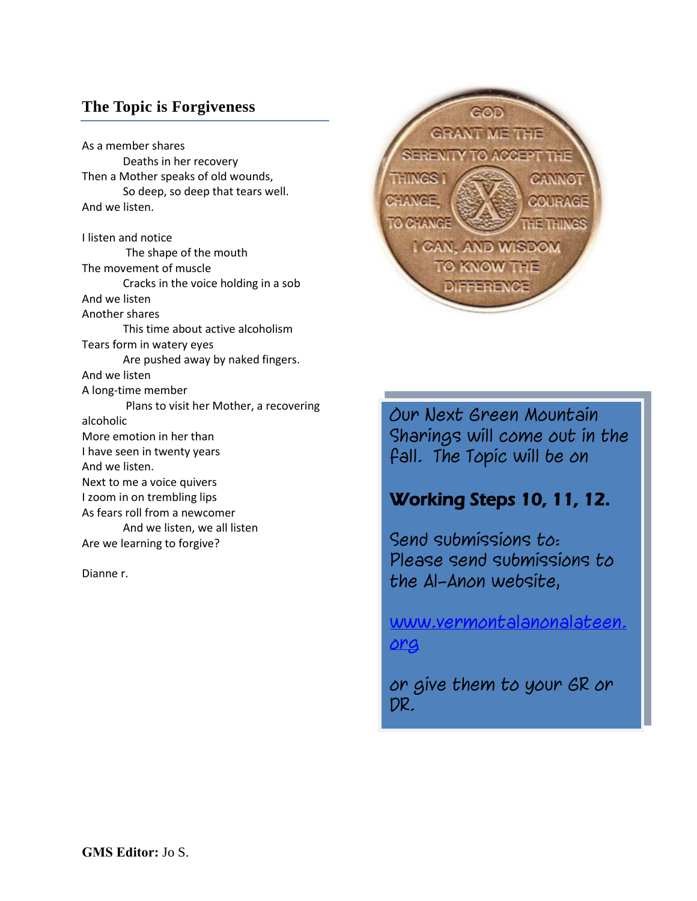## The Topic is Forgiveness

As a member shares
Deaths in her recovery
Then a Mother speaks of old wounds,
So deep, so deep that tears well.
And we listen.

I listen and notice
The shape of the mouth
The movement of muscle
Cracks in the voice holding in a sob
And we listen
Another shares
This time about active alcoholism
Tears form in watery eyes
Are pushed away by naked fingers.
And we listen
A long-time member
Plans to visit her Mother, a recovering alcoholic
More emotion in her than
I have seen in twenty years
And we listen.
Next to me a voice quivers
I zoom in on trembling lips
As fears roll from a newcomer
And we listen, we all listen
Are we learning to forgive?

Dianne r.

GOD GRANT ME THE SERENITY TO ACCEPT THE THINGS I CANNOT CHANGE, COURAGE TO CHANGE THE THINGS I CAN, AND WISDOM TO KNOW THE DIFFERENCE

X

Our Next Green Mountain Sharings will come out in the fall. The Topic will be on

**Working Steps 10, 11, 12.**

Send submissions to:
Please send submissions to the Al-Anon website,

www.vermontalanonalateen.org

or give them to your GR or DR.

**GMS Editor:** Jo S.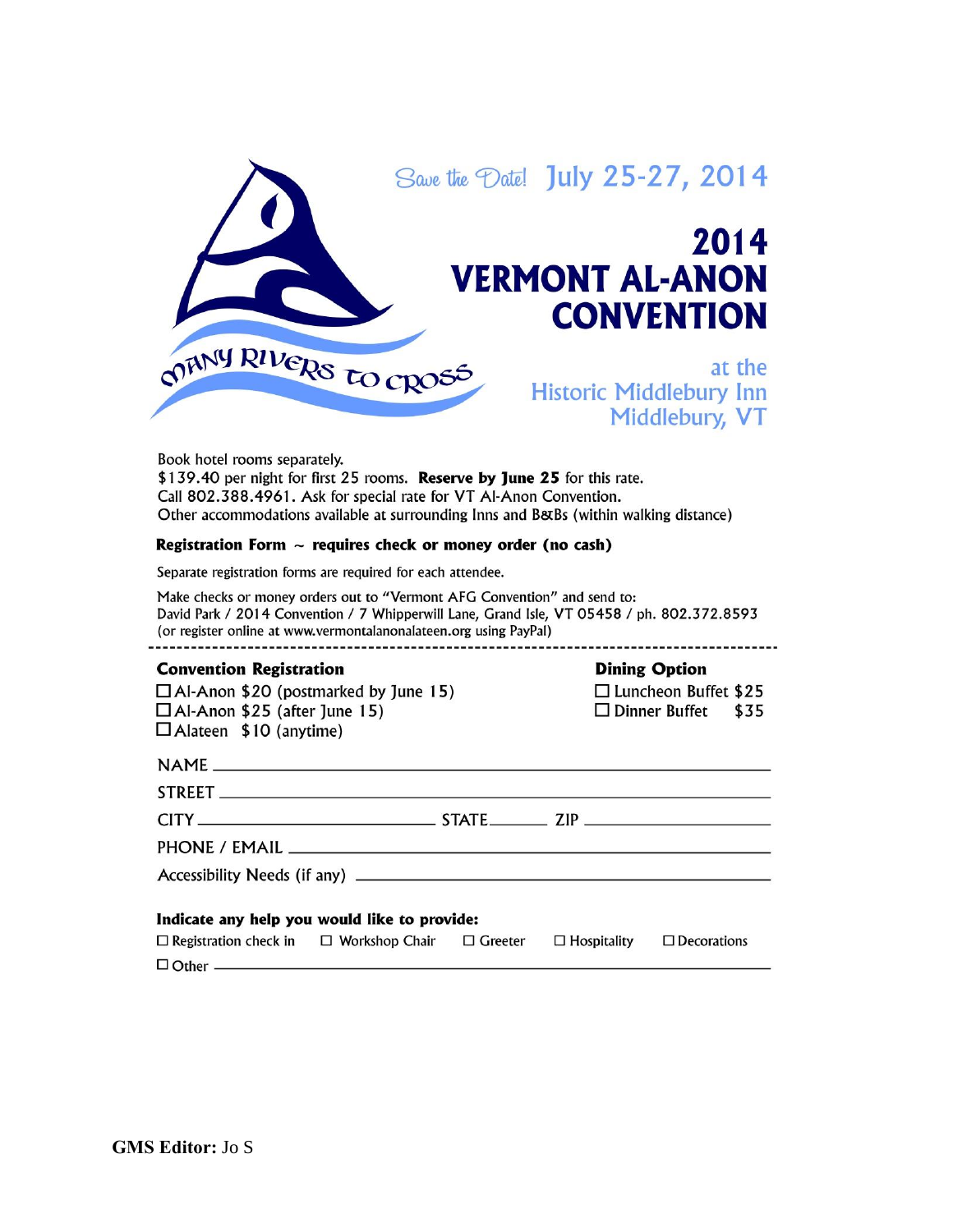Save the Date! July 25-27, 2014

# 2014 VERMONT AL-ANON CONVENTION

MANY RIVERS TO CROSS

at the
Historic Middlebury Inn
Middlebury, VT

Book hotel rooms separately.
$139.40 per night for first 25 rooms. **Reserve by June 25** for this rate.
Call 802.388.4961. Ask for special rate for VT Al-Anon Convention.
Other accommodations available at surrounding Inns and B&Bs (within walking distance)

**Registration Form ~ requires check or money order (no cash)**

Separate registration forms are required for each attendee.

Make checks or money orders out to "Vermont AFG Convention" and send to:
David Park / 2014 Convention / 7 Whipperwill Lane, Grand Isle, VT 05458 / ph. 802.372.8593
(or register online at www.vermontalanonalateen.org using PayPal)

---

**Convention Registration**

- ☐ Al-Anon $20 (postmarked by June 15)
- ☐ Al-Anon $25 (after June 15)
- ☐ Alateen $10 (anytime)

**Dining Option**

- ☐ Luncheon Buffet $25
- ☐ Dinner Buffet $35

NAME ______________________________

STREET ______________________________

CITY ________________ STATE ______ ZIP ____________

PHONE / EMAIL ______________________________

Accessibility Needs (if any) ______________________________

**Indicate any help you would like to provide:**

☐ Registration check in ☐ Workshop Chair ☐ Greeter ☐ Hospitality ☐ Decorations

☐ Other ______________________________

**GMS Editor:** Jo S